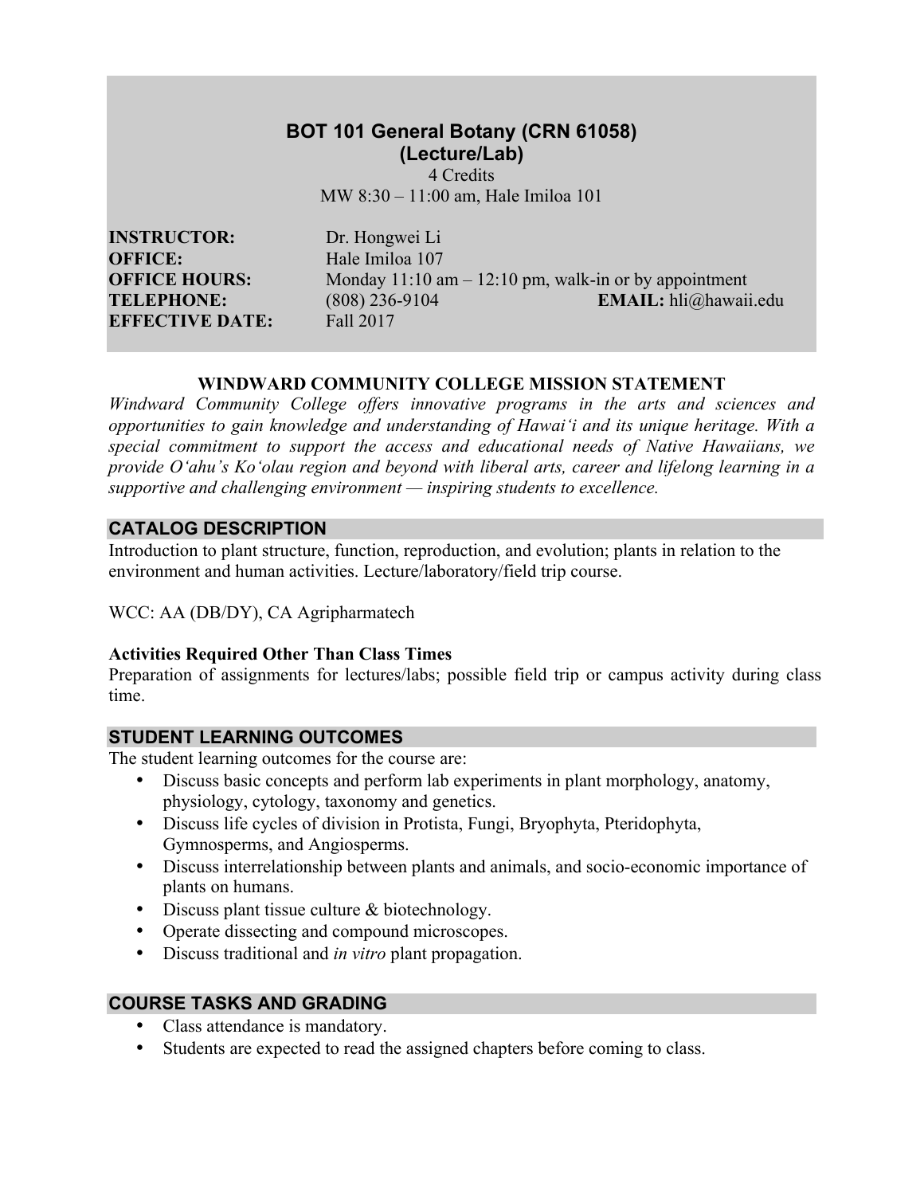# BOT 101 General Botany (CRN 61058)
## (Lecture/Lab)

4 Credits
MW 8:30 – 11:00 am, Hale Imiloa 101

**INSTRUCTOR:** Dr. Hongwei Li
**OFFICE:** Hale Imiloa 107
**OFFICE HOURS:** Monday 11:10 am – 12:10 pm, walk-in or by appointment
**TELEPHONE:** (808) 236-9104 **EMAIL:** hli@hawaii.edu
**EFFECTIVE DATE:** Fall 2017

**WINDWARD COMMUNITY COLLEGE MISSION STATEMENT**

*Windward Community College offers innovative programs in the arts and sciences and opportunities to gain knowledge and understanding of Hawaiʻi and its unique heritage. With a special commitment to support the access and educational needs of Native Hawaiians, we provide Oʻahu's Koʻolau region and beyond with liberal arts, career and lifelong learning in a supportive and challenging environment — inspiring students to excellence.*

## CATALOG DESCRIPTION

Introduction to plant structure, function, reproduction, and evolution; plants in relation to the environment and human activities. Lecture/laboratory/field trip course.

WCC: AA (DB/DY), CA Agripharmatech

**Activities Required Other Than Class Times**

Preparation of assignments for lectures/labs; possible field trip or campus activity during class time.

## STUDENT LEARNING OUTCOMES

The student learning outcomes for the course are:

- Discuss basic concepts and perform lab experiments in plant morphology, anatomy, physiology, cytology, taxonomy and genetics.
- Discuss life cycles of division in Protista, Fungi, Bryophyta, Pteridophyta, Gymnosperms, and Angiosperms.
- Discuss interrelationship between plants and animals, and socio-economic importance of plants on humans.
- Discuss plant tissue culture & biotechnology.
- Operate dissecting and compound microscopes.
- Discuss traditional and *in vitro* plant propagation.

## COURSE TASKS AND GRADING

- Class attendance is mandatory.
- Students are expected to read the assigned chapters before coming to class.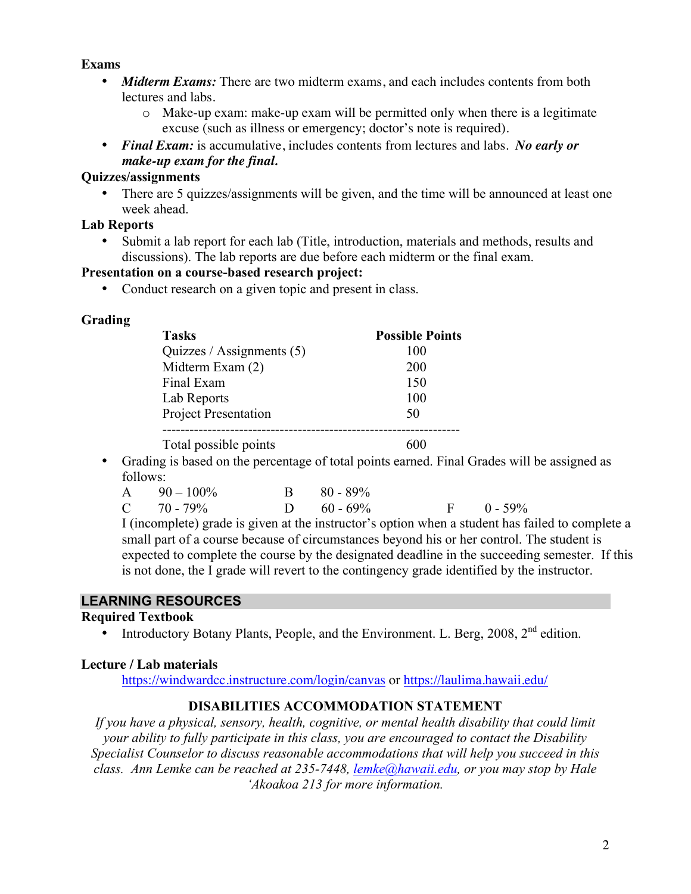**Exams**

- ***Midterm Exams:*** There are two midterm exams, and each includes contents from both lectures and labs.
    - Make-up exam: make-up exam will be permitted only when there is a legitimate excuse (such as illness or emergency; doctor's note is required).
- ***Final Exam:*** is accumulative, includes contents from lectures and labs. ***No early or make-up exam for the final.***

**Quizzes/assignments**

- There are 5 quizzes/assignments will be given, and the time will be announced at least one week ahead.

**Lab Reports**

- Submit a lab report for each lab (Title, introduction, materials and methods, results and discussions). The lab reports are due before each midterm or the final exam.

**Presentation on a course-based research project:**

- Conduct research on a given topic and present in class.

**Grading**

| Tasks | Possible Points |
|---|---|
| Quizzes / Assignments (5) | 100 |
| Midterm Exam (2) | 200 |
| Final Exam | 150 |
| Lab Reports | 100 |
| Project Presentation | 50 |
| Total possible points | 600 |

- Grading is based on the percentage of total points earned. Final Grades will be assigned as follows:

  A 90 – 100% B 80 - 89%
  C 70 - 79% D 60 - 69% F 0 - 59%

  I (incomplete) grade is given at the instructor's option when a student has failed to complete a small part of a course because of circumstances beyond his or her control. The student is expected to complete the course by the designated deadline in the succeeding semester. If this is not done, the I grade will revert to the contingency grade identified by the instructor.

## LEARNING RESOURCES

**Required Textbook**

- Introductory Botany Plants, People, and the Environment. L. Berg, 2008, 2nd edition.

**Lecture / Lab materials**

https://windwardcc.instructure.com/login/canvas or https://laulima.hawaii.edu/

### DISABILITIES ACCOMMODATION STATEMENT

*If you have a physical, sensory, health, cognitive, or mental health disability that could limit your ability to fully participate in this class, you are encouraged to contact the Disability Specialist Counselor to discuss reasonable accommodations that will help you succeed in this class. Ann Lemke can be reached at 235-7448, lemke@hawaii.edu, or you may stop by Hale 'Akoakoa 213 for more information.*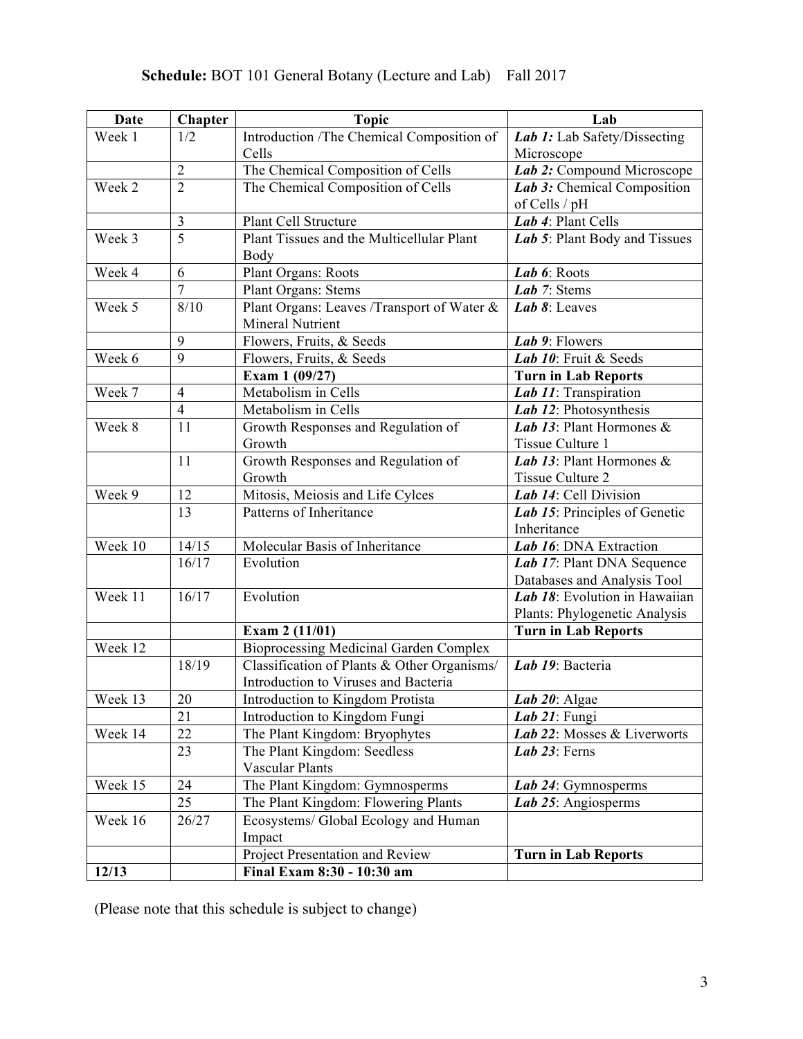**Schedule:** BOT 101 General Botany (Lecture and Lab) Fall 2017

| Date | Chapter | Topic | Lab |
|---|---|---|---|
| Week 1 | 1/2 | Introduction /The Chemical Composition of Cells | ***Lab 1:*** Lab Safety/Dissecting Microscope |
| | 2 | The Chemical Composition of Cells | ***Lab 2:*** Compound Microscope |
| Week 2 | 2 | The Chemical Composition of Cells | ***Lab 3:*** Chemical Composition of Cells / pH |
| | 3 | Plant Cell Structure | ***Lab 4***: Plant Cells |
| Week 3 | 5 | Plant Tissues and the Multicellular Plant Body | ***Lab 5***: Plant Body and Tissues |
| Week 4 | 6 | Plant Organs: Roots | ***Lab 6***: Roots |
| | 7 | Plant Organs: Stems | ***Lab*** *7*: Stems |
| Week 5 | 8/10 | Plant Organs: Leaves /Transport of Water & Mineral Nutrient | ***Lab 8***: Leaves |
| | 9 | Flowers, Fruits, & Seeds | ***Lab 9***: Flowers |
| Week 6 | 9 | Flowers, Fruits, & Seeds | ***Lab 10***: Fruit & Seeds |
| | | **Exam 1 (09/27)** | **Turn in Lab Reports** |
| Week 7 | 4 | Metabolism in Cells | ***Lab 11***: Transpiration |
| | 4 | Metabolism in Cells | ***Lab 12***: Photosynthesis |
| Week 8 | 11 | Growth Responses and Regulation of Growth | ***Lab 13***: Plant Hormones & Tissue Culture 1 |
| | 11 | Growth Responses and Regulation of Growth | ***Lab 13***: Plant Hormones & Tissue Culture 2 |
| Week 9 | 12 | Mitosis, Meiosis and Life Cylces | ***Lab 14***: Cell Division |
| | 13 | Patterns of Inheritance | ***Lab 15***: Principles of Genetic Inheritance |
| Week 10 | 14/15 | Molecular Basis of Inheritance | ***Lab 16***: DNA Extraction |
| | 16/17 | Evolution | ***Lab 17***: Plant DNA Sequence Databases and Analysis Tool |
| Week 11 | 16/17 | Evolution | ***Lab 18***: Evolution in Hawaiian Plants: Phylogenetic Analysis |
| | | **Exam 2 (11/01)** | **Turn in Lab Reports** |
| Week 12 | | Bioprocessing Medicinal Garden Complex | |
| | 18/19 | Classification of Plants & Other Organisms/ Introduction to Viruses and Bacteria | ***Lab 19***: Bacteria |
| Week 13 | 20 | Introduction to Kingdom Protista | ***Lab 20***: Algae |
| | 21 | Introduction to Kingdom Fungi | ***Lab 21***: Fungi |
| Week 14 | 22 | The Plant Kingdom: Bryophytes | ***Lab 22***: Mosses & Liverworts |
| | 23 | The Plant Kingdom: Seedless Vascular Plants | ***Lab 23***: Ferns |
| Week 15 | 24 | The Plant Kingdom: Gymnosperms | ***Lab 24***: Gymnosperms |
| | 25 | The Plant Kingdom: Flowering Plants | ***Lab 25***: Angiosperms |
| Week 16 | 26/27 | Ecosystems/ Global Ecology and Human Impact | |
| | | Project Presentation and Review | **Turn in Lab Reports** |
| **12/13** | | **Final Exam 8:30 - 10:30 am** | |

(Please note that this schedule is subject to change)